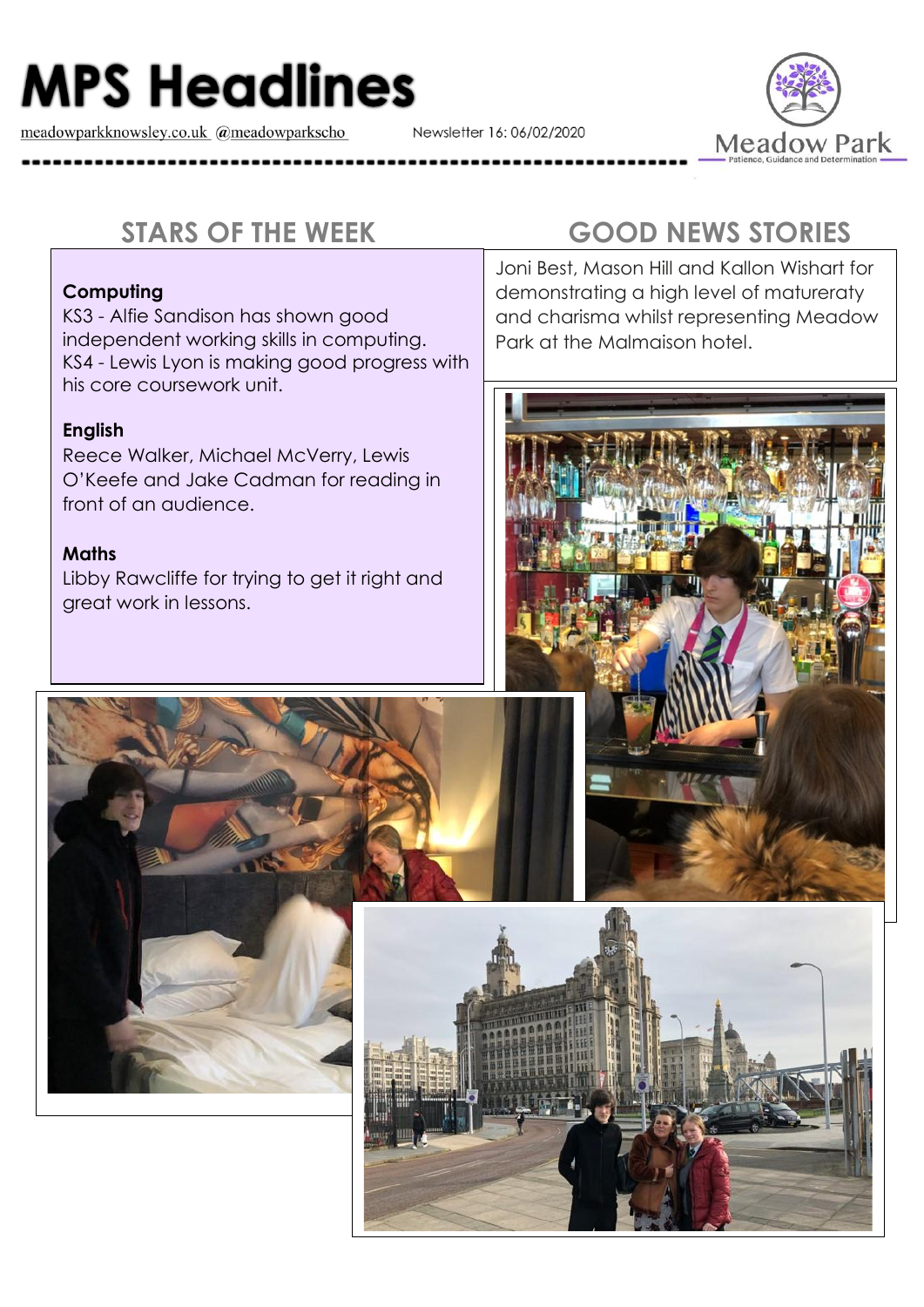# MPS Headlines

meadowparkknowsley.co.uk @meadowparkscho

Newsletter 16: 06/02/2020

Meadow Park
Patience, Guidance and Determination

## STARS OF THE WEEK

**Computing**

KS3 - Alfie Sandison has shown good independent working skills in computing.

KS4 - Lewis Lyon is making good progress with his core coursework unit.

**English**

Reece Walker, Michael McVerry, Lewis O'Keefe and Jake Cadman for reading in front of an audience.

**Maths**

Libby Rawcliffe for trying to get it right and great work in lessons.

## GOOD NEWS STORIES

Joni Best, Mason Hill and Kallon Wishart for demonstrating a high level of matureraty and charisma whilst representing Meadow Park at the Malmaison hotel.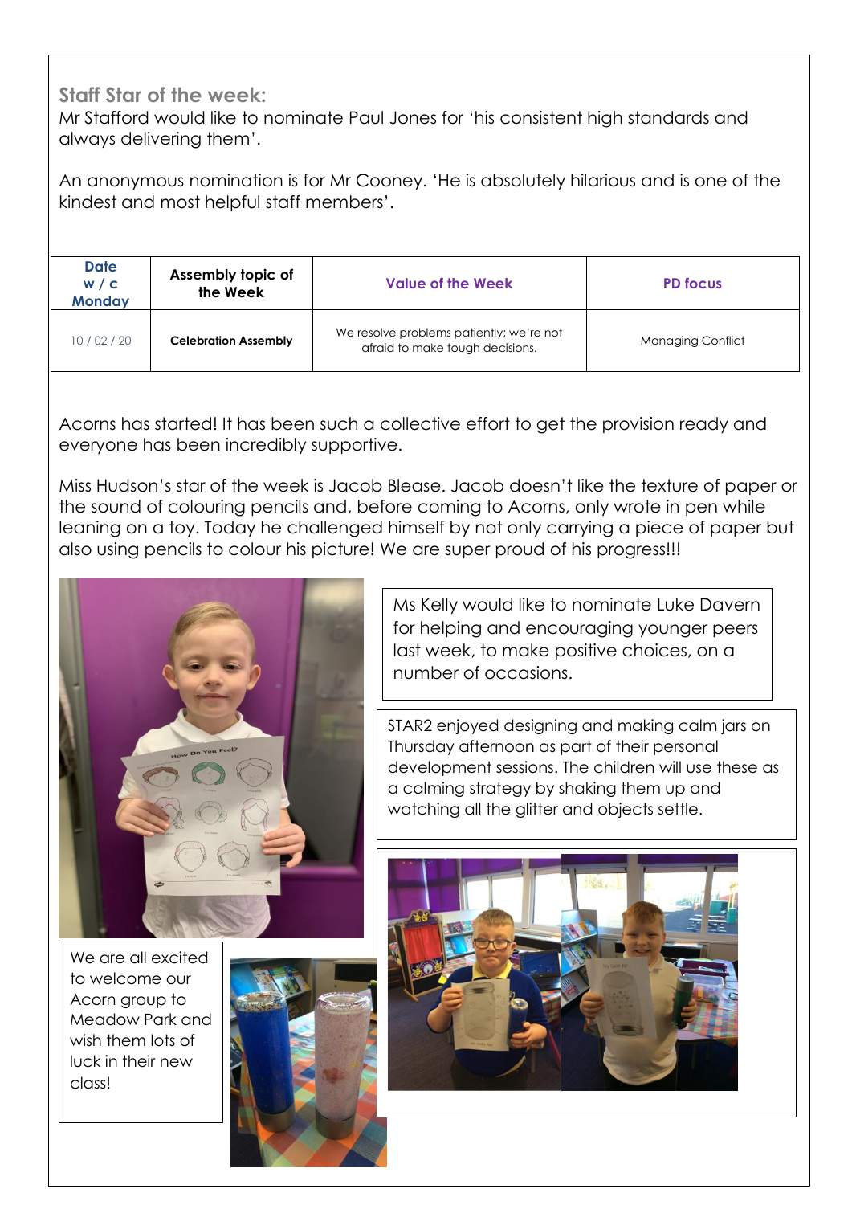### Staff Star of the week:

Mr Stafford would like to nominate Paul Jones for 'his consistent high standards and always delivering them'.

An anonymous nomination is for Mr Cooney. 'He is absolutely hilarious and is one of the kindest and most helpful staff members'.

| Date w / c Monday | Assembly topic of the Week | Value of the Week | PD focus |
|---|---|---|---|
| 10 / 02 / 20 | **Celebration Assembly** | We resolve problems patiently; we're not afraid to make tough decisions. | Managing Conflict |

Acorns has started! It has been such a collective effort to get the provision ready and everyone has been incredibly supportive.

Miss Hudson's star of the week is Jacob Blease. Jacob doesn't like the texture of paper or the sound of colouring pencils and, before coming to Acorns, only wrote in pen while leaning on a toy. Today he challenged himself by not only carrying a piece of paper but also using pencils to colour his picture! We are super proud of his progress!!!

Ms Kelly would like to nominate Luke Davern for helping and encouraging younger peers last week, to make positive choices, on a number of occasions.

STAR2 enjoyed designing and making calm jars on Thursday afternoon as part of their personal development sessions. The children will use these as a calming strategy by shaking them up and watching all the glitter and objects settle.

We are all excited to welcome our Acorn group to Meadow Park and wish them lots of luck in their new class!